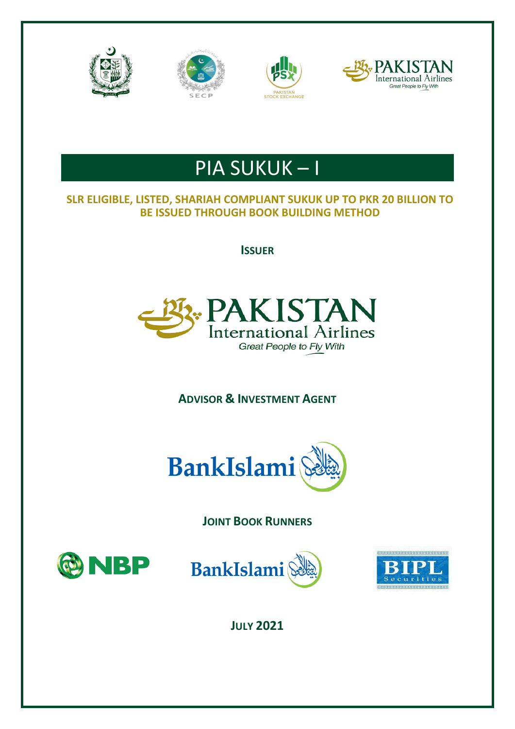# PIA SUKUK – I

**SLR ELIGIBLE, LISTED, SHARIAH COMPLIANT SUKUK UP TO PKR 20 BILLION TO BE ISSUED THROUGH BOOK BUILDING METHOD**

**ISSUER**

PAKISTAN International Airlines

*Great People to Fly With*

**ADVISOR & INVESTMENT AGENT**

BankIslami

**JOINT BOOK RUNNERS**

NBP

BankIslami

BIPL Securities

**JULY 2021**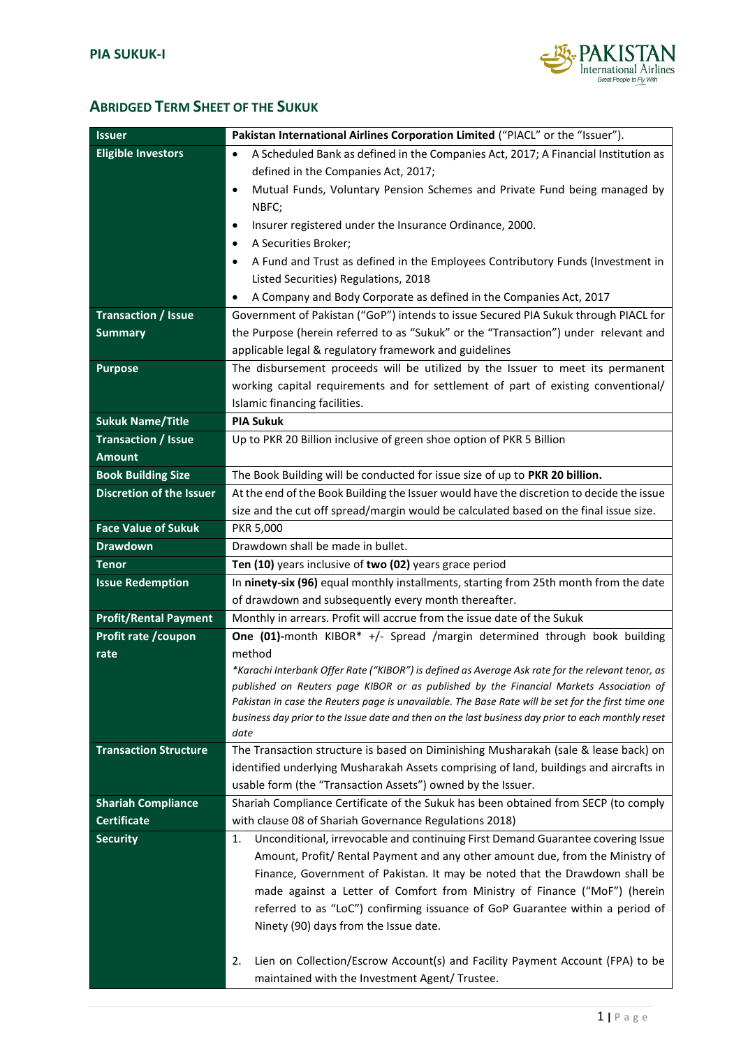## Abridged Term Sheet of the Sukuk

| | |
|---|---|
| **Issuer** | **Pakistan International Airlines Corporation Limited** ("PIACL" or the "Issuer"). |
| **Eligible Investors** | • A Scheduled Bank as defined in the Companies Act, 2017; A Financial Institution as defined in the Companies Act, 2017;<br>• Mutual Funds, Voluntary Pension Schemes and Private Fund being managed by NBFC;<br>• Insurer registered under the Insurance Ordinance, 2000.<br>• A Securities Broker;<br>• A Fund and Trust as defined in the Employees Contributory Funds (Investment in Listed Securities) Regulations, 2018<br>• A Company and Body Corporate as defined in the Companies Act, 2017 |
| **Transaction / Issue Summary** | Government of Pakistan ("GoP") intends to issue Secured PIA Sukuk through PIACL for the Purpose (herein referred to as "Sukuk" or the "Transaction") under relevant and applicable legal & regulatory framework and guidelines |
| **Purpose** | The disbursement proceeds will be utilized by the Issuer to meet its permanent working capital requirements and for settlement of part of existing conventional/ Islamic financing facilities. |
| **Sukuk Name/Title** | **PIA Sukuk** |
| **Transaction / Issue Amount** | Up to PKR 20 Billion inclusive of green shoe option of PKR 5 Billion |
| **Book Building Size** | The Book Building will be conducted for issue size of up to **PKR 20 billion.** |
| **Discretion of the Issuer** | At the end of the Book Building the Issuer would have the discretion to decide the issue size and the cut off spread/margin would be calculated based on the final issue size. |
| **Face Value of Sukuk** | PKR 5,000 |
| **Drawdown** | Drawdown shall be made in bullet. |
| **Tenor** | **Ten (10)** years inclusive of **two (02)** years grace period |
| **Issue Redemption** | In **ninety-six (96)** equal monthly installments, starting from 25th month from the date of drawdown and subsequently every month thereafter. |
| **Profit/Rental Payment** | Monthly in arrears. Profit will accrue from the issue date of the Sukuk |
| **Profit rate /coupon rate** | **One (01)**-month KIBOR* +/- Spread /margin determined through book building method<br>*\*Karachi Interbank Offer Rate ("KIBOR") is defined as Average Ask rate for the relevant tenor, as published on Reuters page KIBOR or as published by the Financial Markets Association of Pakistan in case the Reuters page is unavailable. The Base Rate will be set for the first time one business day prior to the Issue date and then on the last business day prior to each monthly reset date* |
| **Transaction Structure** | The Transaction structure is based on Diminishing Musharakah (sale & lease back) on identified underlying Musharakah Assets comprising of land, buildings and aircrafts in usable form (the "Transaction Assets") owned by the Issuer. |
| **Shariah Compliance Certificate** | Shariah Compliance Certificate of the Sukuk has been obtained from SECP (to comply with clause 08 of Shariah Governance Regulations 2018) |
| **Security** | 1. Unconditional, irrevocable and continuing First Demand Guarantee covering Issue Amount, Profit/ Rental Payment and any other amount due, from the Ministry of Finance, Government of Pakistan. It may be noted that the Drawdown shall be made against a Letter of Comfort from Ministry of Finance ("MoF") (herein referred to as "LoC") confirming issuance of GoP Guarantee within a period of Ninety (90) days from the Issue date.<br><br>2. Lien on Collection/Escrow Account(s) and Facility Payment Account (FPA) to be maintained with the Investment Agent/ Trustee. |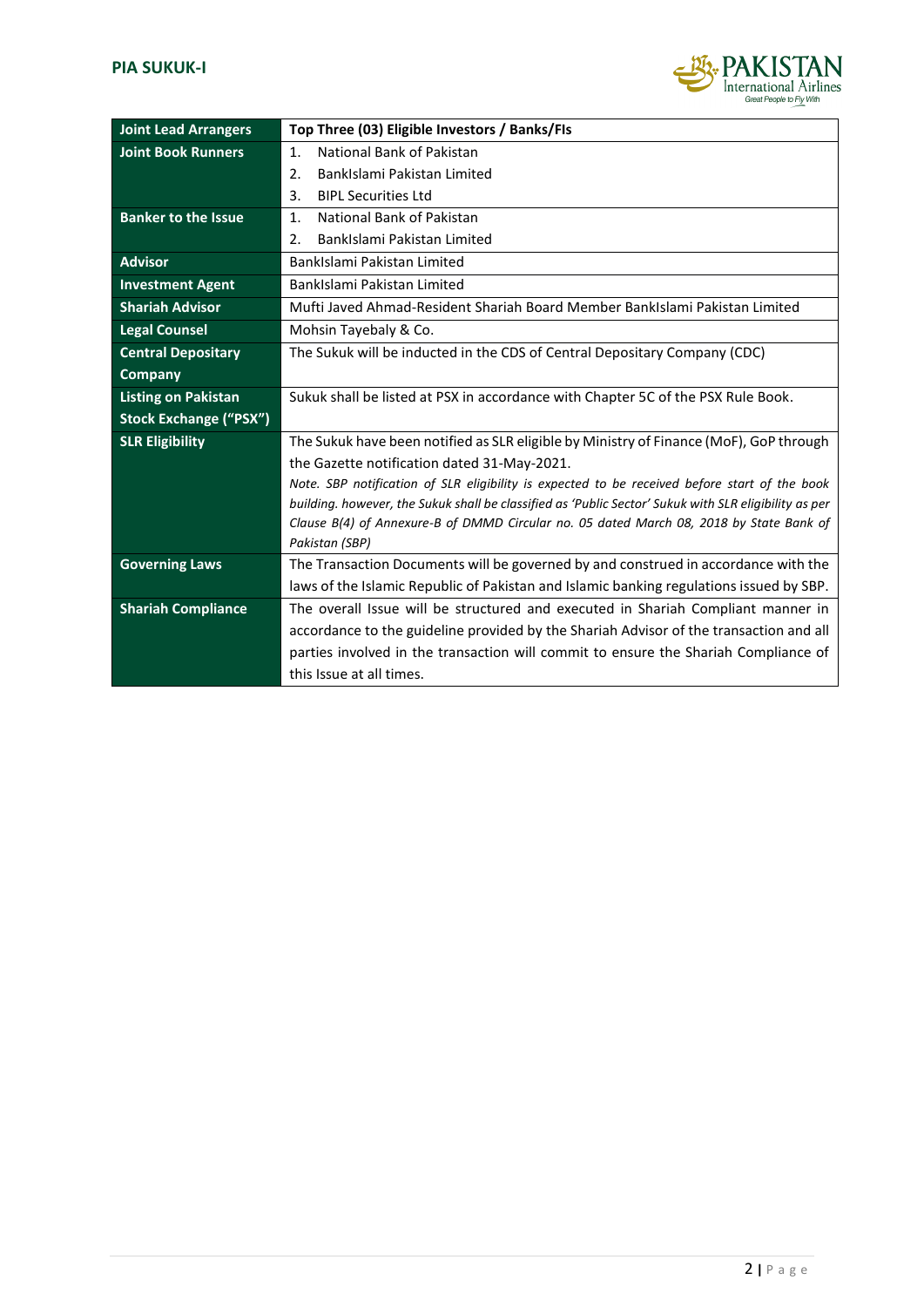| Joint Lead Arrangers | Top Three (03) Eligible Investors / Banks/FIs |
|---|---|
| Joint Book Runners | 1. National Bank of Pakistan<br>2. BankIslami Pakistan Limited<br>3. BIPL Securities Ltd |
| Banker to the Issue | 1. National Bank of Pakistan<br>2. BankIslami Pakistan Limited |
| Advisor | BankIslami Pakistan Limited |
| Investment Agent | BankIslami Pakistan Limited |
| Shariah Advisor | Mufti Javed Ahmad-Resident Shariah Board Member BankIslami Pakistan Limited |
| Legal Counsel | Mohsin Tayebaly & Co. |
| Central Depositary Company | The Sukuk will be inducted in the CDS of Central Depositary Company (CDC) |
| Listing on Pakistan Stock Exchange ("PSX") | Sukuk shall be listed at PSX in accordance with Chapter 5C of the PSX Rule Book. |
| SLR Eligibility | The Sukuk have been notified as SLR eligible by Ministry of Finance (MoF), GoP through the Gazette notification dated 31-May-2021.<br>*Note. SBP notification of SLR eligibility is expected to be received before start of the book building. however, the Sukuk shall be classified as 'Public Sector' Sukuk with SLR eligibility as per Clause B(4) of Annexure-B of DMMD Circular no. 05 dated March 08, 2018 by State Bank of Pakistan (SBP)* |
| Governing Laws | The Transaction Documents will be governed by and construed in accordance with the laws of the Islamic Republic of Pakistan and Islamic banking regulations issued by SBP. |
| Shariah Compliance | The overall Issue will be structured and executed in Shariah Compliant manner in accordance to the guideline provided by the Shariah Advisor of the transaction and all parties involved in the transaction will commit to ensure the Shariah Compliance of this Issue at all times. |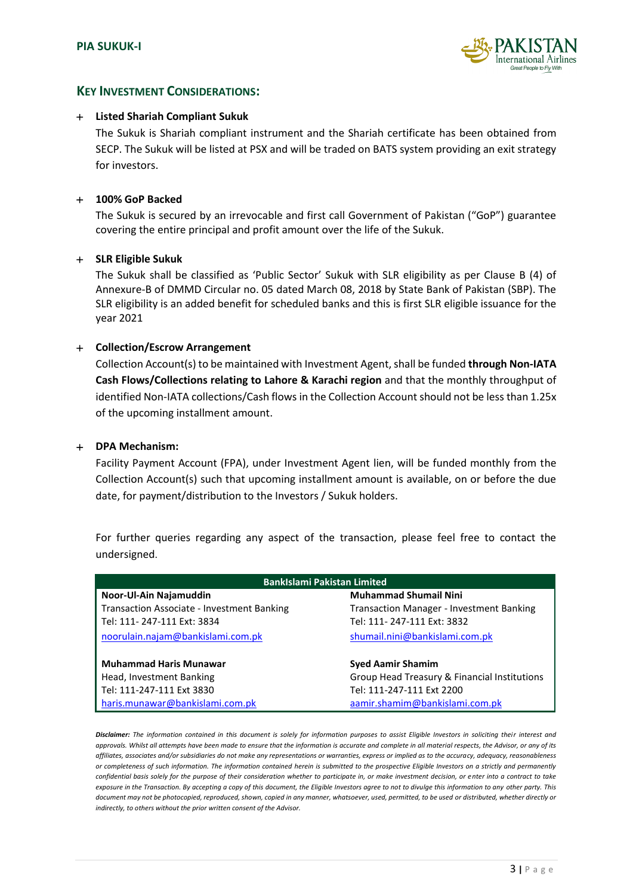## KEY INVESTMENT CONSIDERATIONS:

- **Listed Shariah Compliant Sukuk**

  The Sukuk is Shariah compliant instrument and the Shariah certificate has been obtained from SECP. The Sukuk will be listed at PSX and will be traded on BATS system providing an exit strategy for investors.

- **100% GoP Backed**

  The Sukuk is secured by an irrevocable and first call Government of Pakistan ("GoP") guarantee covering the entire principal and profit amount over the life of the Sukuk.

- **SLR Eligible Sukuk**

  The Sukuk shall be classified as 'Public Sector' Sukuk with SLR eligibility as per Clause B (4) of Annexure-B of DMMD Circular no. 05 dated March 08, 2018 by State Bank of Pakistan (SBP). The SLR eligibility is an added benefit for scheduled banks and this is first SLR eligible issuance for the year 2021

- **Collection/Escrow Arrangement**

  Collection Account(s) to be maintained with Investment Agent, shall be funded **through Non-IATA Cash Flows/Collections relating to Lahore & Karachi region** and that the monthly throughput of identified Non-IATA collections/Cash flows in the Collection Account should not be less than 1.25x of the upcoming installment amount.

- **DPA Mechanism:**

  Facility Payment Account (FPA), under Investment Agent lien, will be funded monthly from the Collection Account(s) such that upcoming installment amount is available, on or before the due date, for payment/distribution to the Investors / Sukuk holders.

For further queries regarding any aspect of the transaction, please feel free to contact the undersigned.

| BankIslami Pakistan Limited | |
|---|---|
| **Noor-Ul-Ain Najamuddin**<br>Transaction Associate - Investment Banking<br>Tel: 111- 247-111 Ext: 3834<br>noorulain.najam@bankislami.com.pk | **Muhammad Shumail Nini**<br>Transaction Manager - Investment Banking<br>Tel: 111- 247-111 Ext: 3832<br>shumail.nini@bankislami.com.pk |
| **Muhammad Haris Munawar**<br>Head, Investment Banking<br>Tel: 111-247-111 Ext 3830<br>haris.munawar@bankislami.com.pk | **Syed Aamir Shamim**<br>Group Head Treasury & Financial Institutions<br>Tel: 111-247-111 Ext 2200<br>aamir.shamim@bankislami.com.pk |

***Disclaimer:*** *The information contained in this document is solely for information purposes to assist Eligible Investors in soliciting their interest and approvals. Whilst all attempts have been made to ensure that the information is accurate and complete in all material respects, the Advisor, or any of its affiliates, associates and/or subsidiaries do not make any representations or warranties, express or implied as to the accuracy, adequacy, reasonableness or completeness of such information. The information contained herein is submitted to the prospective Eligible Investors on a strictly and permanently confidential basis solely for the purpose of their consideration whether to participate in, or make investment decision, or enter into a contract to take exposure in the Transaction. By accepting a copy of this document, the Eligible Investors agree to not to divulge this information to any other party. This document may not be photocopied, reproduced, shown, copied in any manner, whatsoever, used, permitted, to be used or distributed, whether directly or indirectly, to others without the prior written consent of the Advisor.*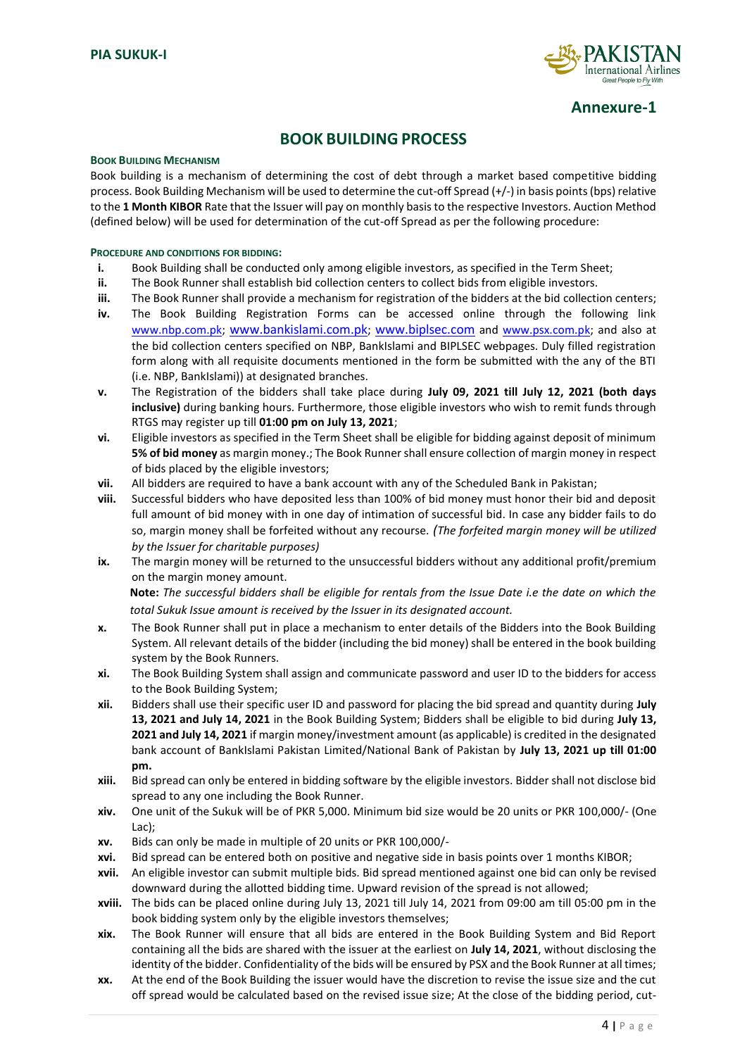# Annexure-1

## BOOK BUILDING PROCESS

**BOOK BUILDING MECHANISM**

Book building is a mechanism of determining the cost of debt through a market based competitive bidding process. Book Building Mechanism will be used to determine the cut-off Spread (+/-) in basis points (bps) relative to the **1 Month KIBOR** Rate that the Issuer will pay on monthly basis to the respective Investors. Auction Method (defined below) will be used for determination of the cut-off Spread as per the following procedure:

**PROCEDURE AND CONDITIONS FOR BIDDING:**

- **i.** Book Building shall be conducted only among eligible investors, as specified in the Term Sheet;
- **ii.** The Book Runner shall establish bid collection centers to collect bids from eligible investors.
- **iii.** The Book Runner shall provide a mechanism for registration of the bidders at the bid collection centers;
- **iv.** The Book Building Registration Forms can be accessed online through the following link www.nbp.com.pk; www.bankislami.com.pk; www.biplsec.com and www.psx.com.pk; and also at the bid collection centers specified on NBP, BankIslami and BIPLSEC webpages. Duly filled registration form along with all requisite documents mentioned in the form be submitted with the any of the BTI (i.e. NBP, BankIslami)) at designated branches.
- **v.** The Registration of the bidders shall take place during **July 09, 2021 till July 12, 2021 (both days inclusive)** during banking hours. Furthermore, those eligible investors who wish to remit funds through RTGS may register up till **01:00 pm on July 13, 2021**;
- **vi.** Eligible investors as specified in the Term Sheet shall be eligible for bidding against deposit of minimum **5% of bid money** as margin money.; The Book Runner shall ensure collection of margin money in respect of bids placed by the eligible investors;
- **vii.** All bidders are required to have a bank account with any of the Scheduled Bank in Pakistan;
- **viii.** Successful bidders who have deposited less than 100% of bid money must honor their bid and deposit full amount of bid money with in one day of intimation of successful bid. In case any bidder fails to do so, margin money shall be forfeited without any recourse. *(The forfeited margin money will be utilized by the Issuer for charitable purposes)*
- **ix.** The margin money will be returned to the unsuccessful bidders without any additional profit/premium on the margin money amount.

  **Note:** *The successful bidders shall be eligible for rentals from the Issue Date i.e the date on which the total Sukuk Issue amount is received by the Issuer in its designated account.*
- **x.** The Book Runner shall put in place a mechanism to enter details of the Bidders into the Book Building System. All relevant details of the bidder (including the bid money) shall be entered in the book building system by the Book Runners.
- **xi.** The Book Building System shall assign and communicate password and user ID to the bidders for access to the Book Building System;
- **xii.** Bidders shall use their specific user ID and password for placing the bid spread and quantity during **July 13, 2021 and July 14, 2021** in the Book Building System; Bidders shall be eligible to bid during **July 13, 2021 and July 14, 2021** if margin money/investment amount (as applicable) is credited in the designated bank account of BankIslami Pakistan Limited/National Bank of Pakistan by **July 13, 2021 up till 01:00 pm.**
- **xiii.** Bid spread can only be entered in bidding software by the eligible investors. Bidder shall not disclose bid spread to any one including the Book Runner.
- **xiv.** One unit of the Sukuk will be of PKR 5,000. Minimum bid size would be 20 units or PKR 100,000/- (One Lac);
- **xv.** Bids can only be made in multiple of 20 units or PKR 100,000/-
- **xvi.** Bid spread can be entered both on positive and negative side in basis points over 1 months KIBOR;
- **xvii.** An eligible investor can submit multiple bids. Bid spread mentioned against one bid can only be revised downward during the allotted bidding time. Upward revision of the spread is not allowed;
- **xviii.** The bids can be placed online during July 13, 2021 till July 14, 2021 from 09:00 am till 05:00 pm in the book bidding system only by the eligible investors themselves;
- **xix.** The Book Runner will ensure that all bids are entered in the Book Building System and Bid Report containing all the bids are shared with the issuer at the earliest on **July 14, 2021**, without disclosing the identity of the bidder. Confidentiality of the bids will be ensured by PSX and the Book Runner at all times;
- **xx.** At the end of the Book Building the issuer would have the discretion to revise the issue size and the cut off spread would be calculated based on the revised issue size; At the close of the bidding period, cut-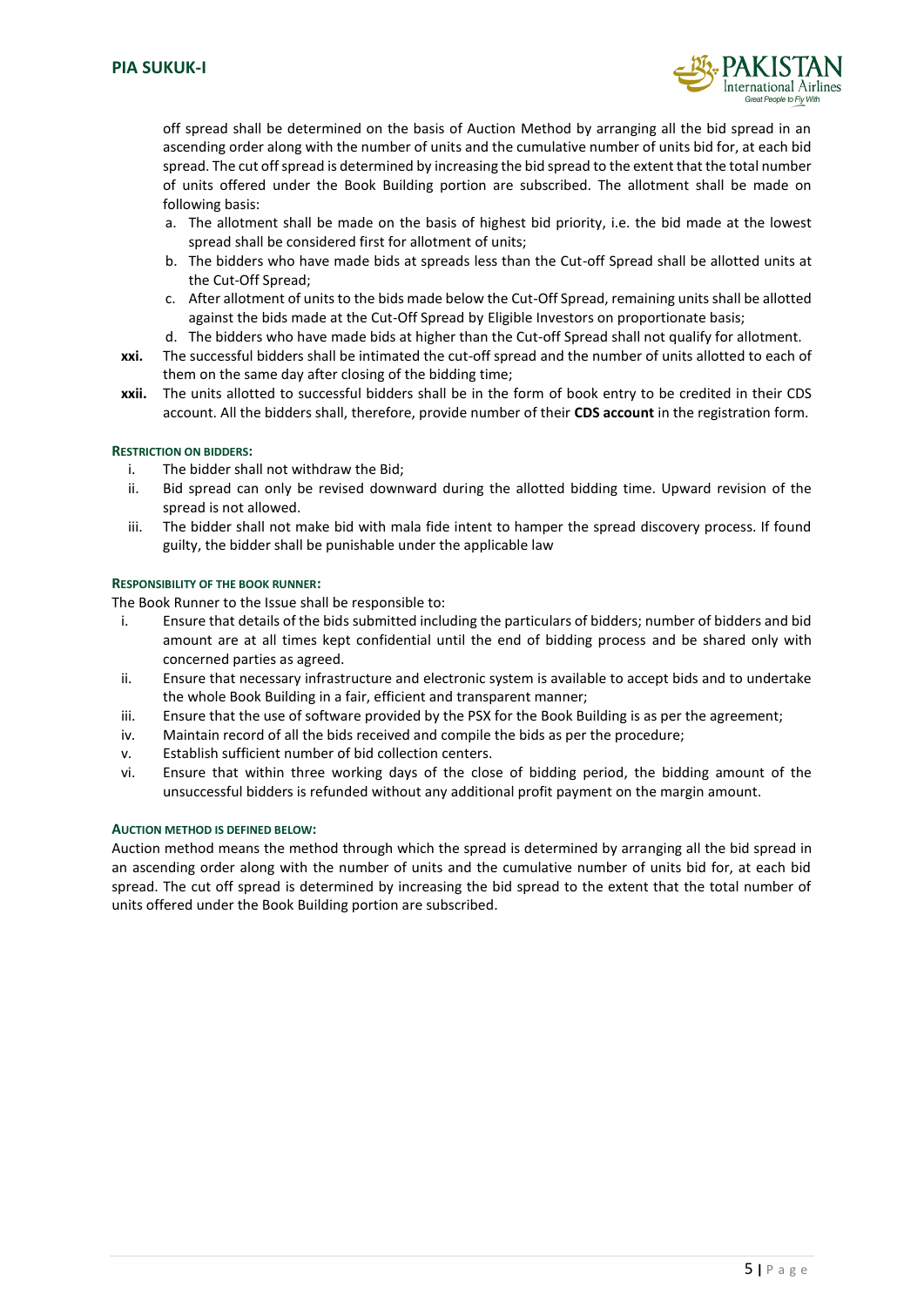off spread shall be determined on the basis of Auction Method by arranging all the bid spread in an ascending order along with the number of units and the cumulative number of units bid for, at each bid spread. The cut off spread is determined by increasing the bid spread to the extent that the total number of units offered under the Book Building portion are subscribed. The allotment shall be made on following basis:

a. The allotment shall be made on the basis of highest bid priority, i.e. the bid made at the lowest spread shall be considered first for allotment of units;
b. The bidders who have made bids at spreads less than the Cut-off Spread shall be allotted units at the Cut-Off Spread;
c. After allotment of units to the bids made below the Cut-Off Spread, remaining units shall be allotted against the bids made at the Cut-Off Spread by Eligible Investors on proportionate basis;
d. The bidders who have made bids at higher than the Cut-off Spread shall not qualify for allotment.

**xxi.** The successful bidders shall be intimated the cut-off spread and the number of units allotted to each of them on the same day after closing of the bidding time;

**xxii.** The units allotted to successful bidders shall be in the form of book entry to be credited in their CDS account. All the bidders shall, therefore, provide number of their **CDS account** in the registration form.

#### RESTRICTION ON BIDDERS:

i. The bidder shall not withdraw the Bid;
ii. Bid spread can only be revised downward during the allotted bidding time. Upward revision of the spread is not allowed.
iii. The bidder shall not make bid with mala fide intent to hamper the spread discovery process. If found guilty, the bidder shall be punishable under the applicable law

#### RESPONSIBILITY OF THE BOOK RUNNER:

The Book Runner to the Issue shall be responsible to:

i. Ensure that details of the bids submitted including the particulars of bidders; number of bidders and bid amount are at all times kept confidential until the end of bidding process and be shared only with concerned parties as agreed.
ii. Ensure that necessary infrastructure and electronic system is available to accept bids and to undertake the whole Book Building in a fair, efficient and transparent manner;
iii. Ensure that the use of software provided by the PSX for the Book Building is as per the agreement;
iv. Maintain record of all the bids received and compile the bids as per the procedure;
v. Establish sufficient number of bid collection centers.
vi. Ensure that within three working days of the close of bidding period, the bidding amount of the unsuccessful bidders is refunded without any additional profit payment on the margin amount.

#### AUCTION METHOD IS DEFINED BELOW:

Auction method means the method through which the spread is determined by arranging all the bid spread in an ascending order along with the number of units and the cumulative number of units bid for, at each bid spread. The cut off spread is determined by increasing the bid spread to the extent that the total number of units offered under the Book Building portion are subscribed.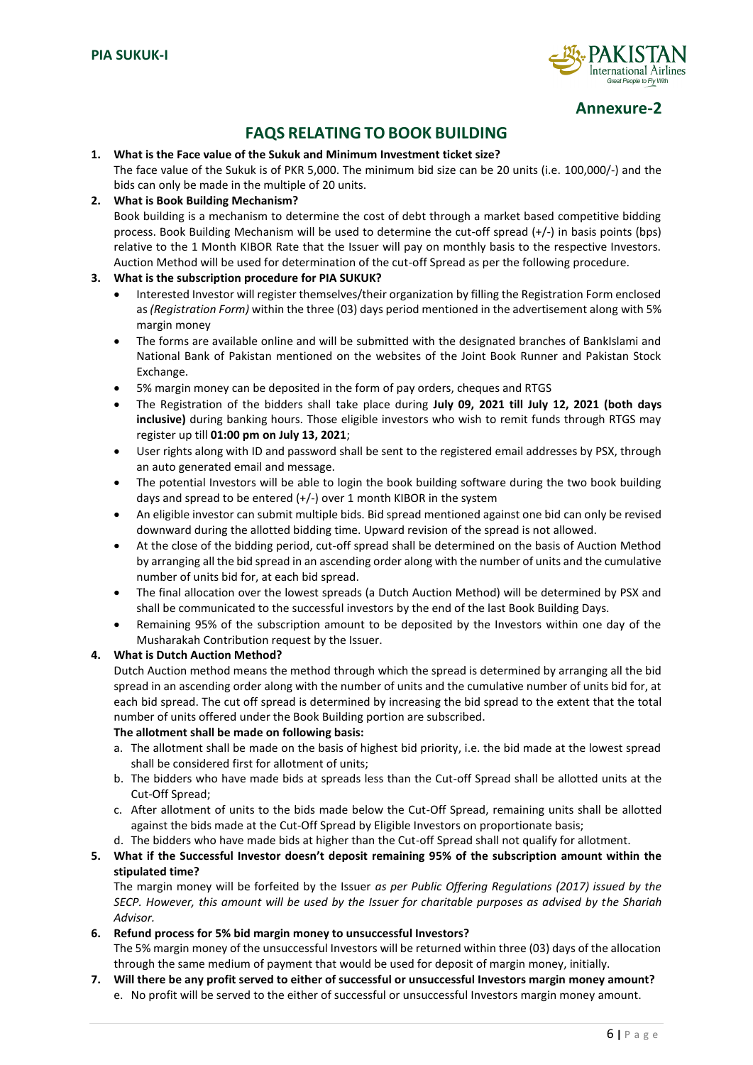# Annexure-2

## FAQS RELATING TO BOOK BUILDING

1. **What is the Face value of the Sukuk and Minimum Investment ticket size?**
   The face value of the Sukuk is of PKR 5,000. The minimum bid size can be 20 units (i.e. 100,000/-) and the bids can only be made in the multiple of 20 units.
2. **What is Book Building Mechanism?**
   Book building is a mechanism to determine the cost of debt through a market based competitive bidding process. Book Building Mechanism will be used to determine the cut-off spread (+/-) in basis points (bps) relative to the 1 Month KIBOR Rate that the Issuer will pay on monthly basis to the respective Investors. Auction Method will be used for determination of the cut-off Spread as per the following procedure.
3. **What is the subscription procedure for PIA SUKUK?**
   - Interested Investor will register themselves/their organization by filling the Registration Form enclosed as *(Registration Form)* within the three (03) days period mentioned in the advertisement along with 5% margin money
   - The forms are available online and will be submitted with the designated branches of BankIslami and National Bank of Pakistan mentioned on the websites of the Joint Book Runner and Pakistan Stock Exchange.
   - 5% margin money can be deposited in the form of pay orders, cheques and RTGS
   - The Registration of the bidders shall take place during **July 09, 2021 till July 12, 2021 (both days inclusive)** during banking hours. Those eligible investors who wish to remit funds through RTGS may register up till **01:00 pm on July 13, 2021**;
   - User rights along with ID and password shall be sent to the registered email addresses by PSX, through an auto generated email and message.
   - The potential Investors will be able to login the book building software during the two book building days and spread to be entered (+/-) over 1 month KIBOR in the system
   - An eligible investor can submit multiple bids. Bid spread mentioned against one bid can only be revised downward during the allotted bidding time. Upward revision of the spread is not allowed.
   - At the close of the bidding period, cut-off spread shall be determined on the basis of Auction Method by arranging all the bid spread in an ascending order along with the number of units and the cumulative number of units bid for, at each bid spread.
   - The final allocation over the lowest spreads (a Dutch Auction Method) will be determined by PSX and shall be communicated to the successful investors by the end of the last Book Building Days.
   - Remaining 95% of the subscription amount to be deposited by the Investors within one day of the Musharakah Contribution request by the Issuer.
4. **What is Dutch Auction Method?**
   Dutch Auction method means the method through which the spread is determined by arranging all the bid spread in an ascending order along with the number of units and the cumulative number of units bid for, at each bid spread. The cut off spread is determined by increasing the bid spread to the extent that the total number of units offered under the Book Building portion are subscribed.
   **The allotment shall be made on following basis:**
   a. The allotment shall be made on the basis of highest bid priority, i.e. the bid made at the lowest spread shall be considered first for allotment of units;
   b. The bidders who have made bids at spreads less than the Cut-off Spread shall be allotted units at the Cut-Off Spread;
   c. After allotment of units to the bids made below the Cut-Off Spread, remaining units shall be allotted against the bids made at the Cut-Off Spread by Eligible Investors on proportionate basis;
   d. The bidders who have made bids at higher than the Cut-off Spread shall not qualify for allotment.
5. **What if the Successful Investor doesn't deposit remaining 95% of the subscription amount within the stipulated time?**
   The margin money will be forfeited by the Issuer *as per Public Offering Regulations (2017) issued by the SECP. However, this amount will be used by the Issuer for charitable purposes as advised by the Shariah Advisor.*
6. **Refund process for 5% bid margin money to unsuccessful Investors?**
   The 5% margin money of the unsuccessful Investors will be returned within three (03) days of the allocation through the same medium of payment that would be used for deposit of margin money, initially.
7. **Will there be any profit served to either of successful or unsuccessful Investors margin money amount?**
   e. No profit will be served to the either of successful or unsuccessful Investors margin money amount.